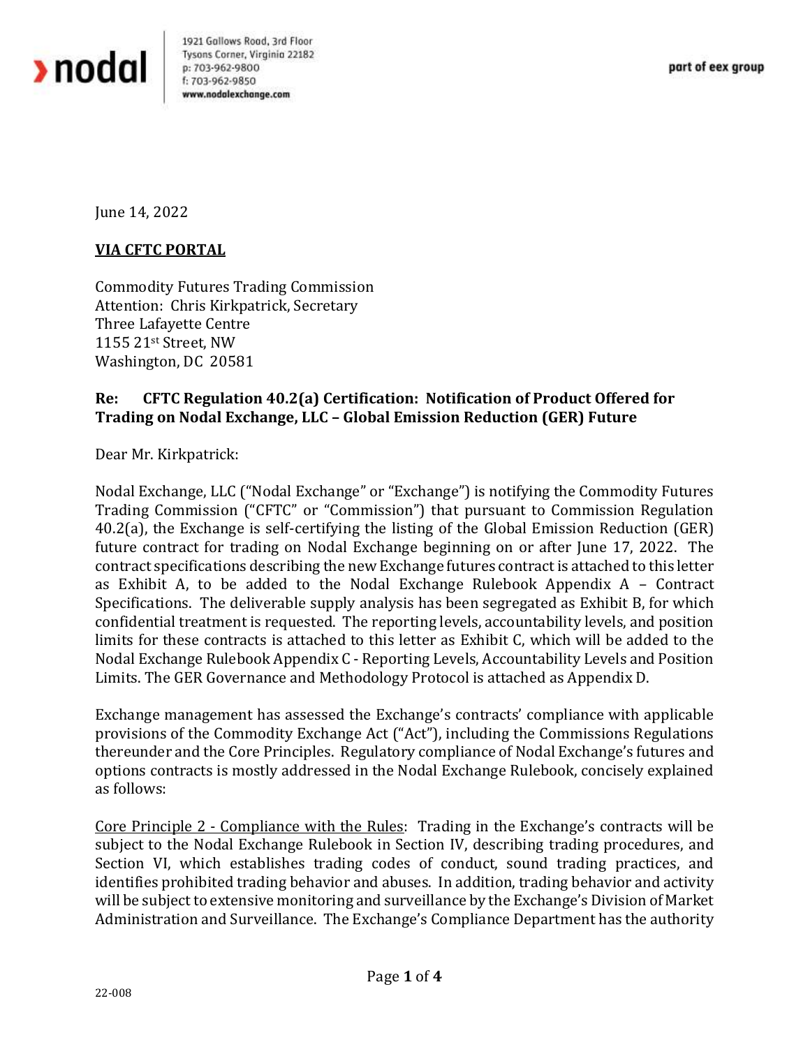nodal

1921 Gallows Road, 3rd Floor
Tysons Corner, Virginia 22182
p: 703-962-9800
f: 703-962-9850
www.nodalexchange.com

part of eex group

June 14, 2022

**VIA CFTC PORTAL**

Commodity Futures Trading Commission
Attention: Chris Kirkpatrick, Secretary
Three Lafayette Centre
1155 21st Street, NW
Washington, DC 20581

**Re: CFTC Regulation 40.2(a) Certification: Notification of Product Offered for Trading on Nodal Exchange, LLC – Global Emission Reduction (GER) Future**

Dear Mr. Kirkpatrick:

Nodal Exchange, LLC ("Nodal Exchange" or "Exchange") is notifying the Commodity Futures Trading Commission ("CFTC" or "Commission") that pursuant to Commission Regulation 40.2(a), the Exchange is self-certifying the listing of the Global Emission Reduction (GER) future contract for trading on Nodal Exchange beginning on or after June 17, 2022. The contract specifications describing the new Exchange futures contract is attached to this letter as Exhibit A, to be added to the Nodal Exchange Rulebook Appendix A – Contract Specifications. The deliverable supply analysis has been segregated as Exhibit B, for which confidential treatment is requested. The reporting levels, accountability levels, and position limits for these contracts is attached to this letter as Exhibit C, which will be added to the Nodal Exchange Rulebook Appendix C - Reporting Levels, Accountability Levels and Position Limits. The GER Governance and Methodology Protocol is attached as Appendix D.

Exchange management has assessed the Exchange's contracts' compliance with applicable provisions of the Commodity Exchange Act ("Act"), including the Commissions Regulations thereunder and the Core Principles. Regulatory compliance of Nodal Exchange's futures and options contracts is mostly addressed in the Nodal Exchange Rulebook, concisely explained as follows:

Core Principle 2 - Compliance with the Rules: Trading in the Exchange's contracts will be subject to the Nodal Exchange Rulebook in Section IV, describing trading procedures, and Section VI, which establishes trading codes of conduct, sound trading practices, and identifies prohibited trading behavior and abuses. In addition, trading behavior and activity will be subject to extensive monitoring and surveillance by the Exchange's Division of Market Administration and Surveillance. The Exchange's Compliance Department has the authority

22-008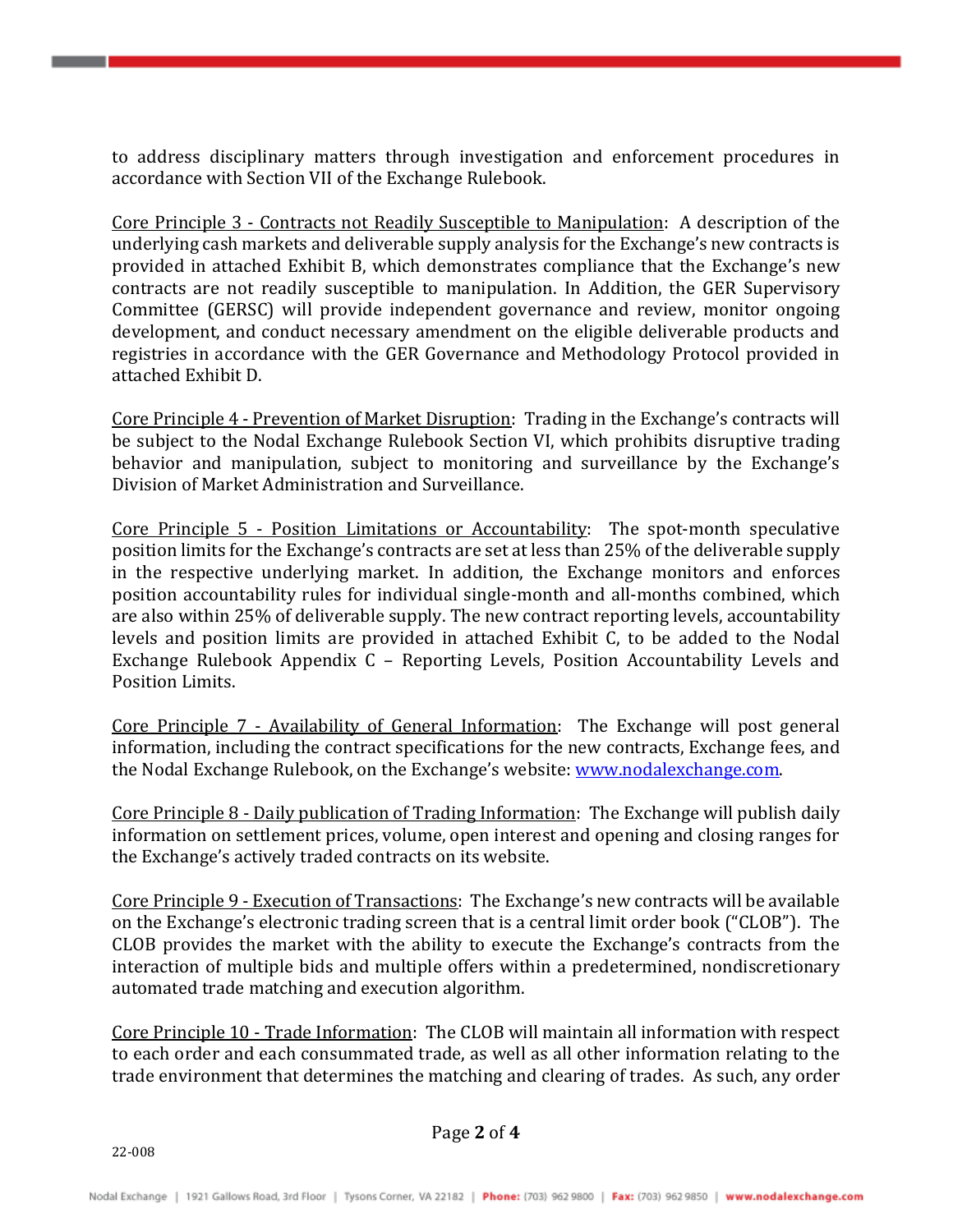to address disciplinary matters through investigation and enforcement procedures in accordance with Section VII of the Exchange Rulebook.

Core Principle 3 - Contracts not Readily Susceptible to Manipulation: A description of the underlying cash markets and deliverable supply analysis for the Exchange's new contracts is provided in attached Exhibit B, which demonstrates compliance that the Exchange's new contracts are not readily susceptible to manipulation. In Addition, the GER Supervisory Committee (GERSC) will provide independent governance and review, monitor ongoing development, and conduct necessary amendment on the eligible deliverable products and registries in accordance with the GER Governance and Methodology Protocol provided in attached Exhibit D.

Core Principle 4 - Prevention of Market Disruption: Trading in the Exchange's contracts will be subject to the Nodal Exchange Rulebook Section VI, which prohibits disruptive trading behavior and manipulation, subject to monitoring and surveillance by the Exchange's Division of Market Administration and Surveillance.

Core Principle 5 - Position Limitations or Accountability: The spot-month speculative position limits for the Exchange's contracts are set at less than 25% of the deliverable supply in the respective underlying market. In addition, the Exchange monitors and enforces position accountability rules for individual single-month and all-months combined, which are also within 25% of deliverable supply. The new contract reporting levels, accountability levels and position limits are provided in attached Exhibit C, to be added to the Nodal Exchange Rulebook Appendix C – Reporting Levels, Position Accountability Levels and Position Limits.

Core Principle 7 - Availability of General Information: The Exchange will post general information, including the contract specifications for the new contracts, Exchange fees, and the Nodal Exchange Rulebook, on the Exchange's website: www.nodalexchange.com.

Core Principle 8 - Daily publication of Trading Information: The Exchange will publish daily information on settlement prices, volume, open interest and opening and closing ranges for the Exchange's actively traded contracts on its website.

Core Principle 9 - Execution of Transactions: The Exchange's new contracts will be available on the Exchange's electronic trading screen that is a central limit order book ("CLOB"). The CLOB provides the market with the ability to execute the Exchange's contracts from the interaction of multiple bids and multiple offers within a predetermined, nondiscretionary automated trade matching and execution algorithm.

Core Principle 10 - Trade Information: The CLOB will maintain all information with respect to each order and each consummated trade, as well as all other information relating to the trade environment that determines the matching and clearing of trades. As such, any order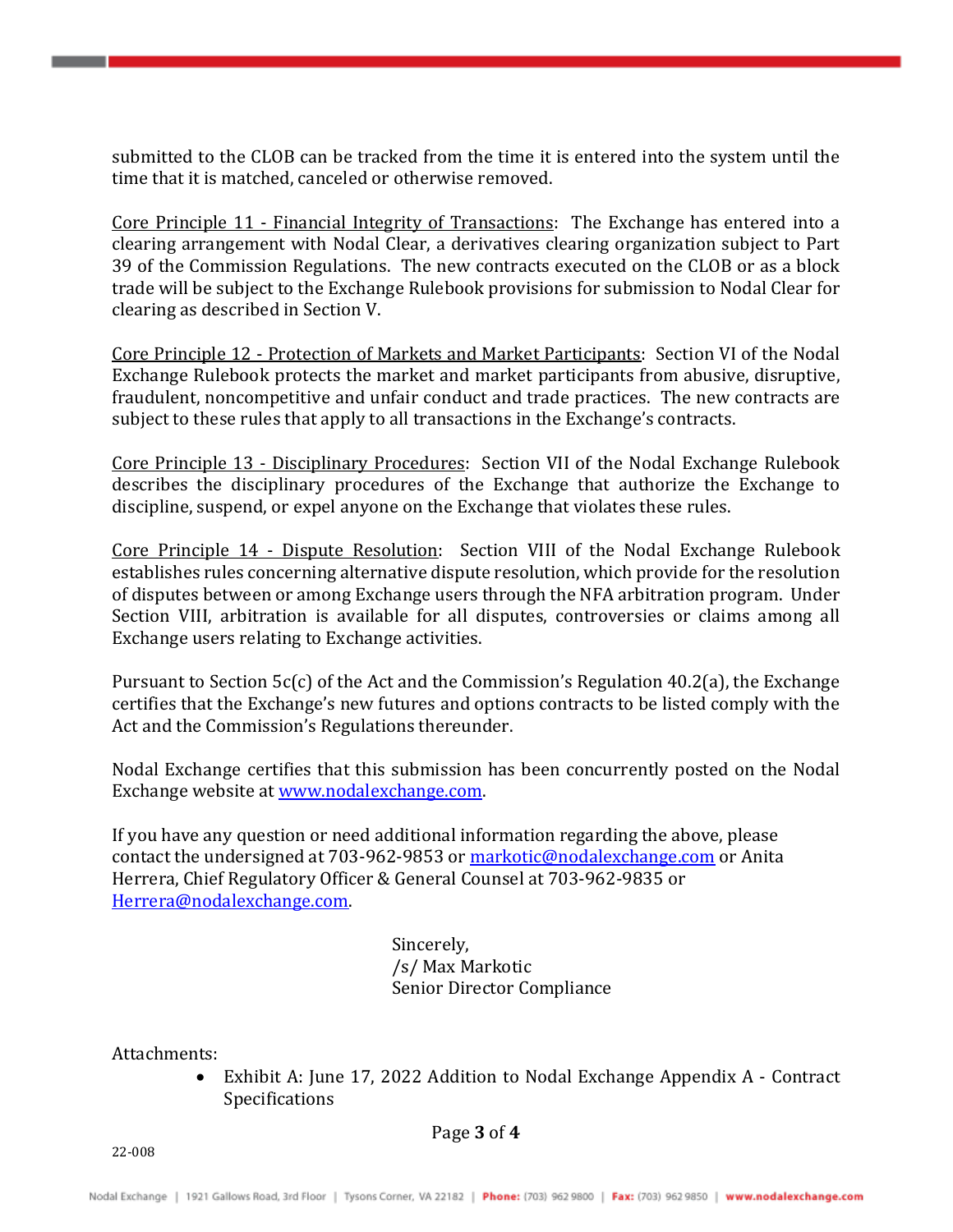submitted to the CLOB can be tracked from the time it is entered into the system until the time that it is matched, canceled or otherwise removed.

Core Principle 11 - Financial Integrity of Transactions: The Exchange has entered into a clearing arrangement with Nodal Clear, a derivatives clearing organization subject to Part 39 of the Commission Regulations. The new contracts executed on the CLOB or as a block trade will be subject to the Exchange Rulebook provisions for submission to Nodal Clear for clearing as described in Section V.

Core Principle 12 - Protection of Markets and Market Participants: Section VI of the Nodal Exchange Rulebook protects the market and market participants from abusive, disruptive, fraudulent, noncompetitive and unfair conduct and trade practices. The new contracts are subject to these rules that apply to all transactions in the Exchange's contracts.

Core Principle 13 - Disciplinary Procedures: Section VII of the Nodal Exchange Rulebook describes the disciplinary procedures of the Exchange that authorize the Exchange to discipline, suspend, or expel anyone on the Exchange that violates these rules.

Core Principle 14 - Dispute Resolution: Section VIII of the Nodal Exchange Rulebook establishes rules concerning alternative dispute resolution, which provide for the resolution of disputes between or among Exchange users through the NFA arbitration program. Under Section VIII, arbitration is available for all disputes, controversies or claims among all Exchange users relating to Exchange activities.

Pursuant to Section 5c(c) of the Act and the Commission's Regulation 40.2(a), the Exchange certifies that the Exchange's new futures and options contracts to be listed comply with the Act and the Commission's Regulations thereunder.

Nodal Exchange certifies that this submission has been concurrently posted on the Nodal Exchange website at www.nodalexchange.com.

If you have any question or need additional information regarding the above, please contact the undersigned at 703-962-9853 or markotic@nodalexchange.com or Anita Herrera, Chief Regulatory Officer & General Counsel at 703-962-9835 or Herrera@nodalexchange.com.

Sincerely,
/s/ Max Markotic
Senior Director Compliance

Attachments:

- Exhibit A: June 17, 2022 Addition to Nodal Exchange Appendix A - Contract Specifications

22-008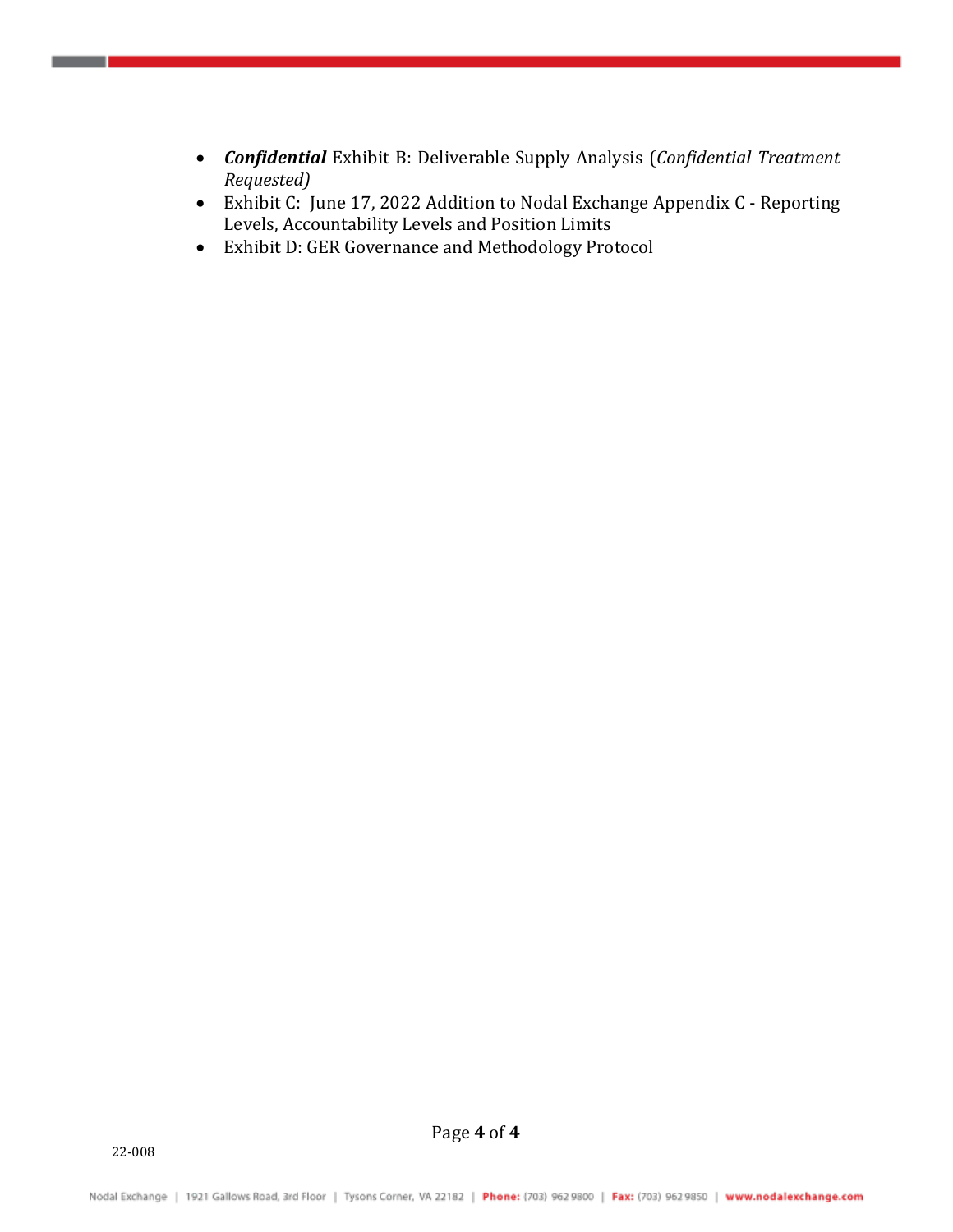- ***Confidential*** Exhibit B: Deliverable Supply Analysis (*Confidential Treatment Requested)*
- Exhibit C: June 17, 2022 Addition to Nodal Exchange Appendix C - Reporting Levels, Accountability Levels and Position Limits
- Exhibit D: GER Governance and Methodology Protocol

22-008